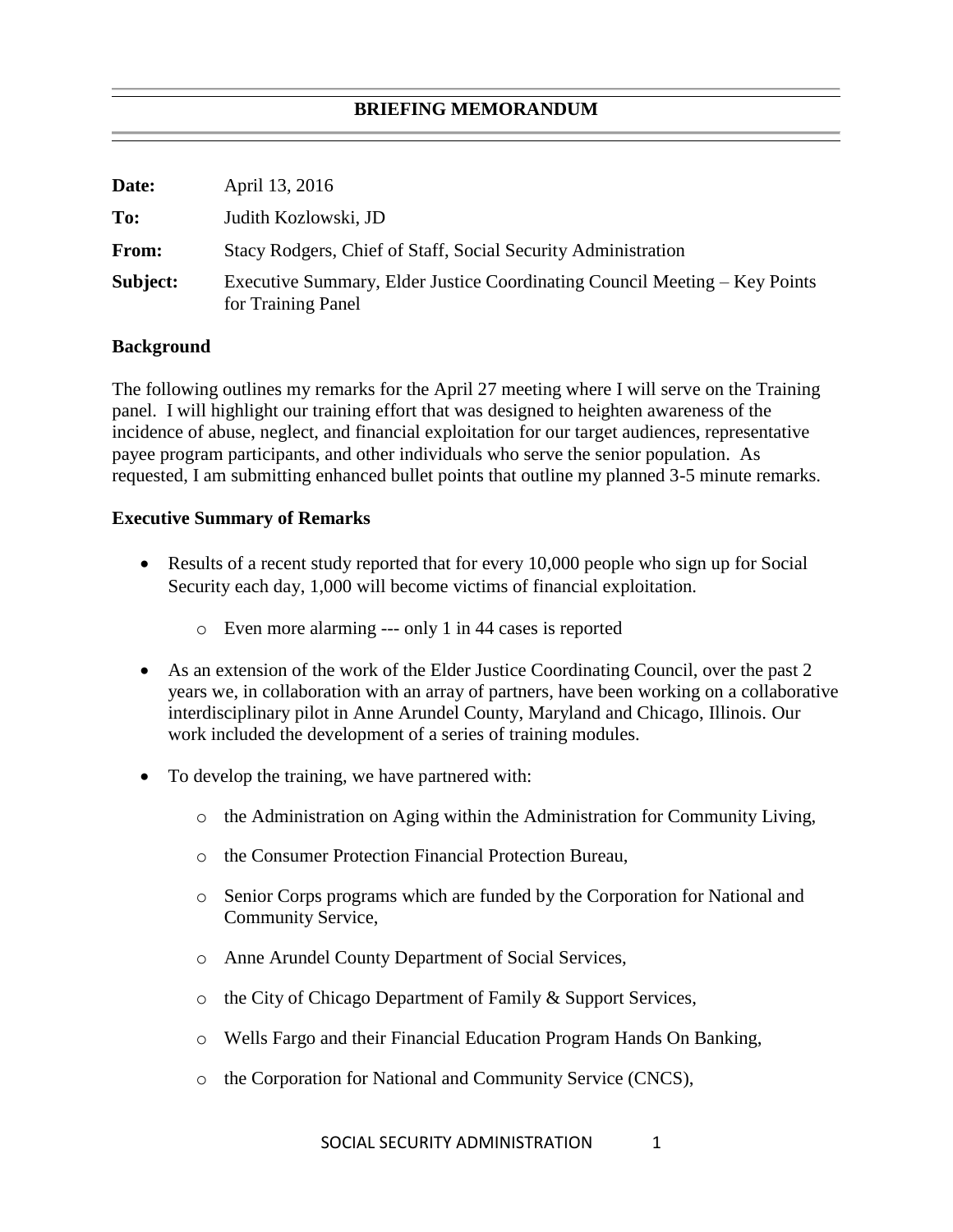# BRIEFING MEMORANDUM

**Date:** April 13, 2016

**To:** Judith Kozlowski, JD

**From:** Stacy Rodgers, Chief of Staff, Social Security Administration

**Subject:** Executive Summary, Elder Justice Coordinating Council Meeting – Key Points for Training Panel

**Background**

The following outlines my remarks for the April 27 meeting where I will serve on the Training panel. I will highlight our training effort that was designed to heighten awareness of the incidence of abuse, neglect, and financial exploitation for our target audiences, representative payee program participants, and other individuals who serve the senior population. As requested, I am submitting enhanced bullet points that outline my planned 3-5 minute remarks.

**Executive Summary of Remarks**

- Results of a recent study reported that for every 10,000 people who sign up for Social Security each day, 1,000 will become victims of financial exploitation.
  - Even more alarming --- only 1 in 44 cases is reported
- As an extension of the work of the Elder Justice Coordinating Council, over the past 2 years we, in collaboration with an array of partners, have been working on a collaborative interdisciplinary pilot in Anne Arundel County, Maryland and Chicago, Illinois. Our work included the development of a series of training modules.
- To develop the training, we have partnered with:
  - the Administration on Aging within the Administration for Community Living,
  - the Consumer Protection Financial Protection Bureau,
  - Senior Corps programs which are funded by the Corporation for National and Community Service,
  - Anne Arundel County Department of Social Services,
  - the City of Chicago Department of Family & Support Services,
  - Wells Fargo and their Financial Education Program Hands On Banking,
  - the Corporation for National and Community Service (CNCS),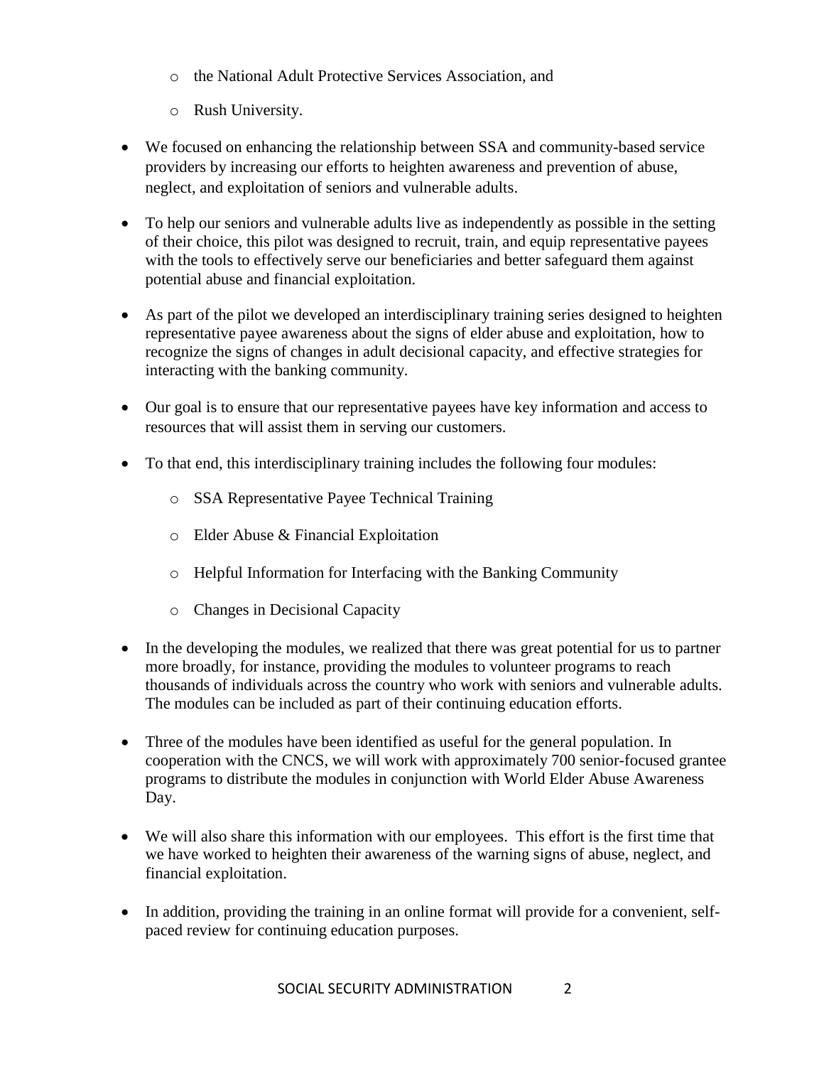- the National Adult Protective Services Association, and
  - Rush University.

- We focused on enhancing the relationship between SSA and community-based service providers by increasing our efforts to heighten awareness and prevention of abuse, neglect, and exploitation of seniors and vulnerable adults.

- To help our seniors and vulnerable adults live as independently as possible in the setting of their choice, this pilot was designed to recruit, train, and equip representative payees with the tools to effectively serve our beneficiaries and better safeguard them against potential abuse and financial exploitation.

- As part of the pilot we developed an interdisciplinary training series designed to heighten representative payee awareness about the signs of elder abuse and exploitation, how to recognize the signs of changes in adult decisional capacity, and effective strategies for interacting with the banking community.

- Our goal is to ensure that our representative payees have key information and access to resources that will assist them in serving our customers.

- To that end, this interdisciplinary training includes the following four modules:
  - SSA Representative Payee Technical Training
  - Elder Abuse & Financial Exploitation
  - Helpful Information for Interfacing with the Banking Community
  - Changes in Decisional Capacity

- In the developing the modules, we realized that there was great potential for us to partner more broadly, for instance, providing the modules to volunteer programs to reach thousands of individuals across the country who work with seniors and vulnerable adults. The modules can be included as part of their continuing education efforts.

- Three of the modules have been identified as useful for the general population. In cooperation with the CNCS, we will work with approximately 700 senior-focused grantee programs to distribute the modules in conjunction with World Elder Abuse Awareness Day.

- We will also share this information with our employees. This effort is the first time that we have worked to heighten their awareness of the warning signs of abuse, neglect, and financial exploitation.

- In addition, providing the training in an online format will provide for a convenient, self-paced review for continuing education purposes.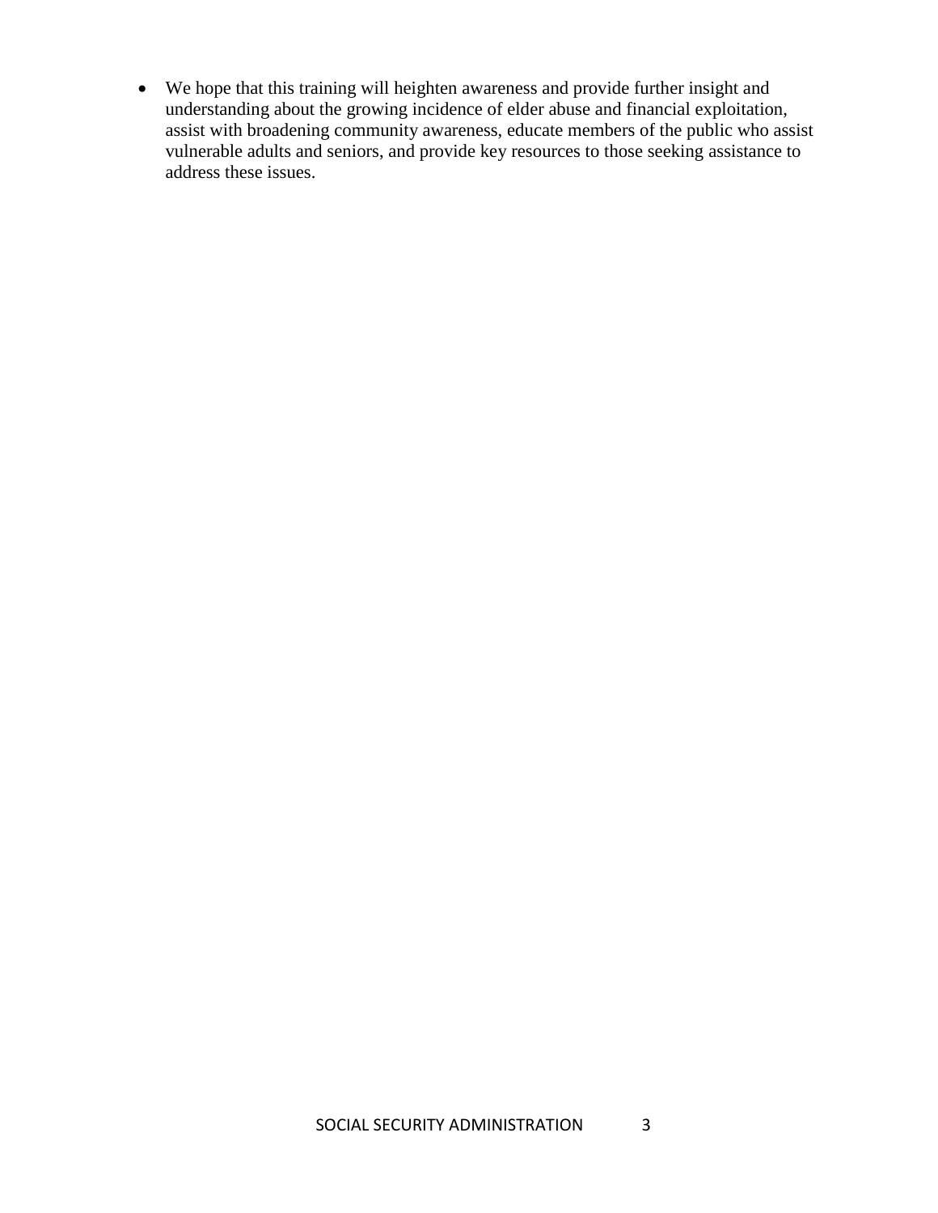- We hope that this training will heighten awareness and provide further insight and understanding about the growing incidence of elder abuse and financial exploitation, assist with broadening community awareness, educate members of the public who assist vulnerable adults and seniors, and provide key resources to those seeking assistance to address these issues.